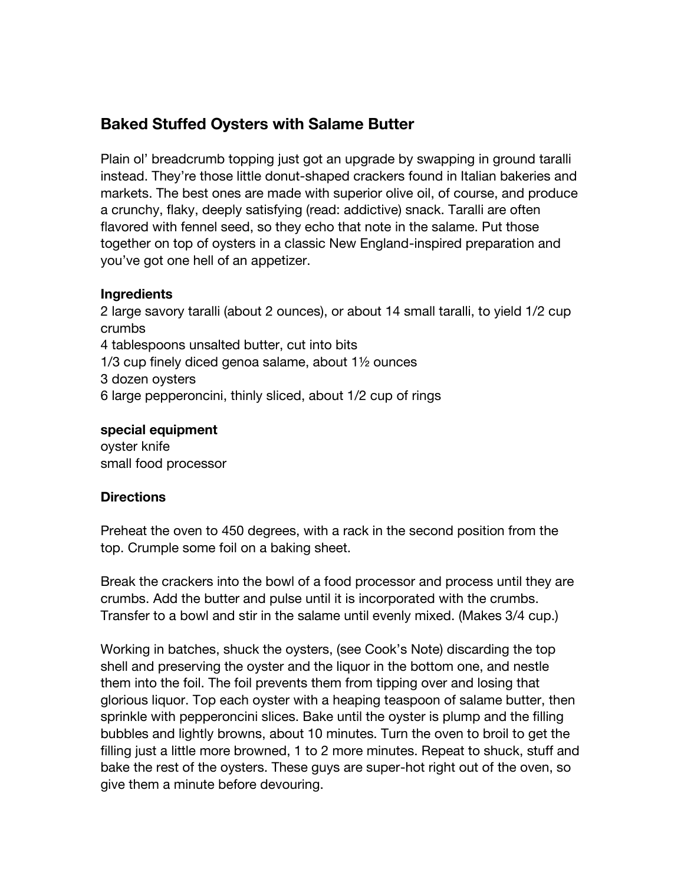## Baked Stuffed Oysters with Salame Butter

Plain ol' breadcrumb topping just got an upgrade by swapping in ground taralli instead. They're those little donut-shaped crackers found in Italian bakeries and markets. The best ones are made with superior olive oil, of course, and produce a crunchy, flaky, deeply satisfying (read: addictive) snack. Taralli are often flavored with fennel seed, so they echo that note in the salame. Put those together on top of oysters in a classic New England-inspired preparation and you've got one hell of an appetizer.

**Ingredients**

2 large savory taralli (about 2 ounces), or about 14 small taralli, to yield 1/2 cup crumbs
4 tablespoons unsalted butter, cut into bits
1/3 cup finely diced genoa salame, about 1½ ounces
3 dozen oysters
6 large pepperoncini, thinly sliced, about 1/2 cup of rings

**special equipment**

oyster knife
small food processor

**Directions**

Preheat the oven to 450 degrees, with a rack in the second position from the top. Crumple some foil on a baking sheet.

Break the crackers into the bowl of a food processor and process until they are crumbs. Add the butter and pulse until it is incorporated with the crumbs. Transfer to a bowl and stir in the salame until evenly mixed. (Makes 3/4 cup.)

Working in batches, shuck the oysters, (see Cook's Note) discarding the top shell and preserving the oyster and the liquor in the bottom one, and nestle them into the foil. The foil prevents them from tipping over and losing that glorious liquor. Top each oyster with a heaping teaspoon of salame butter, then sprinkle with pepperoncini slices. Bake until the oyster is plump and the filling bubbles and lightly browns, about 10 minutes. Turn the oven to broil to get the filling just a little more browned, 1 to 2 more minutes. Repeat to shuck, stuff and bake the rest of the oysters. These guys are super-hot right out of the oven, so give them a minute before devouring.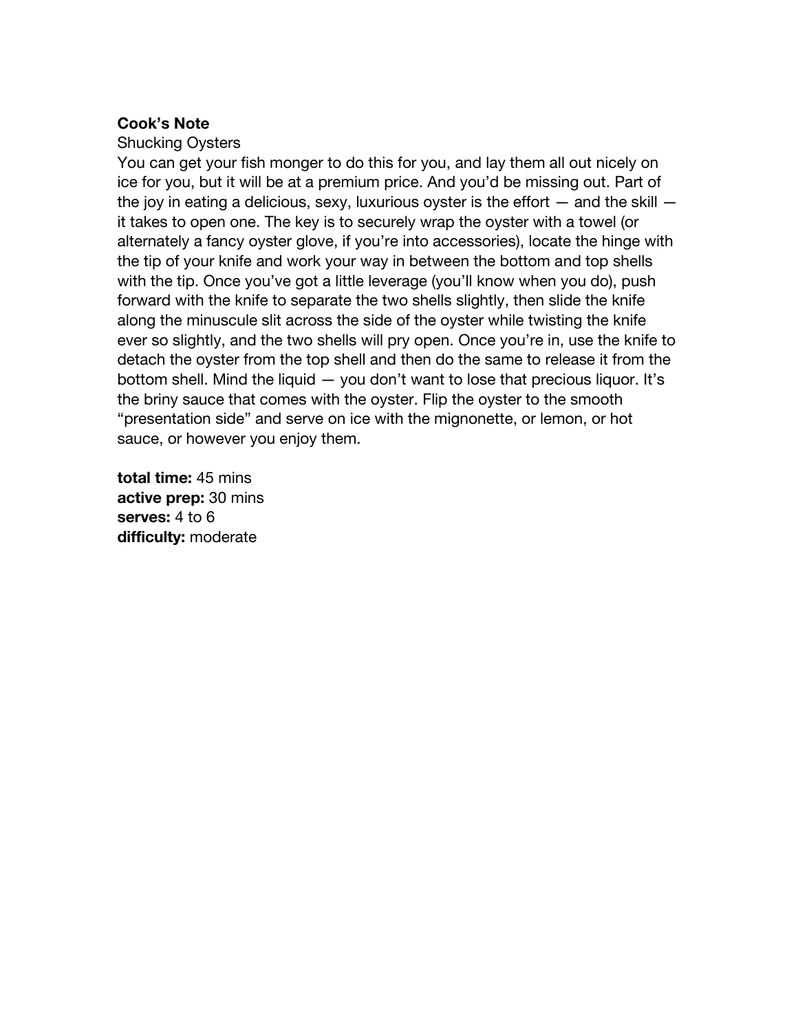**Cook’s Note**

Shucking Oysters

You can get your fish monger to do this for you, and lay them all out nicely on ice for you, but it will be at a premium price. And you’d be missing out. Part of the joy in eating a delicious, sexy, luxurious oyster is the effort — and the skill — it takes to open one. The key is to securely wrap the oyster with a towel (or alternately a fancy oyster glove, if you’re into accessories), locate the hinge with the tip of your knife and work your way in between the bottom and top shells with the tip. Once you’ve got a little leverage (you’ll know when you do), push forward with the knife to separate the two shells slightly, then slide the knife along the minuscule slit across the side of the oyster while twisting the knife ever so slightly, and the two shells will pry open. Once you’re in, use the knife to detach the oyster from the top shell and then do the same to release it from the bottom shell. Mind the liquid — you don’t want to lose that precious liquor. It’s the briny sauce that comes with the oyster. Flip the oyster to the smooth “presentation side” and serve on ice with the mignonette, or lemon, or hot sauce, or however you enjoy them.

**total time:** 45 mins
**active prep:** 30 mins
**serves:** 4 to 6
**difficulty:** moderate